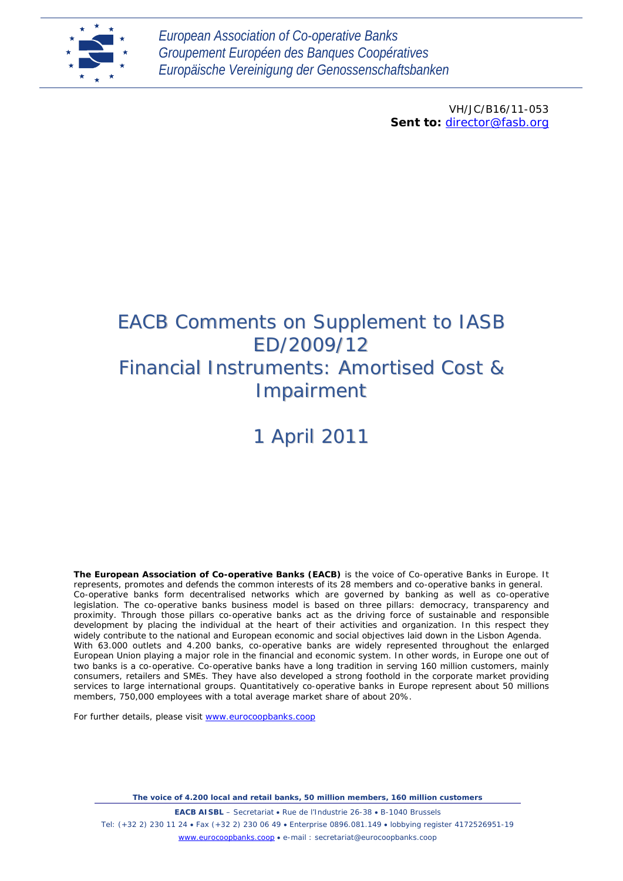European Association of Co-operative Banks
Groupement Européen des Banques Coopératives
Europäische Vereinigung der Genossenschaftsbanken

VH/JC/B16/11-053
**Sent to:** director@fasb.org

# EACB Comments on Supplement to IASB ED/2009/12 Financial Instruments: Amortised Cost & Impairment

## 1 April 2011

**The European Association of Co-operative Banks (EACB)** is the voice of Co-operative Banks in Europe. It represents, promotes and defends the common interests of its 28 members and co-operative banks in general. Co-operative banks form decentralised networks which are governed by banking as well as co-operative legislation. The co-operative banks business model is based on three pillars: democracy, transparency and proximity. Through those pillars co-operative banks act as the driving force of sustainable and responsible development by placing the individual at the heart of their activities and organization. In this respect they widely contribute to the national and European economic and social objectives laid down in the Lisbon Agenda. With 63.000 outlets and 4.200 banks, co-operative banks are widely represented throughout the enlarged European Union playing a major role in the financial and economic system. In other words, in Europe one out of two banks is a co-operative. Co-operative banks have a long tradition in serving 160 million customers, mainly consumers, retailers and SMEs. They have also developed a strong foothold in the corporate market providing services to large international groups. Quantitatively co-operative banks in Europe represent about 50 millions members, 750,000 employees with a total average market share of about 20%.

For further details, please visit www.eurocoopbanks.coop

**The voice of 4.200 local and retail banks, 50 million members, 160 million customers**

**EACB AISBL** – Secretariat • Rue de l'Industrie 26-38 • B-1040 Brussels
Tel: (+32 2) 230 11 24 • Fax (+32 2) 230 06 49 • Enterprise 0896.081.149 • lobbying register 4172526951-19
www.eurocoopbanks.coop • e-mail : secretariat@eurocoopbanks.coop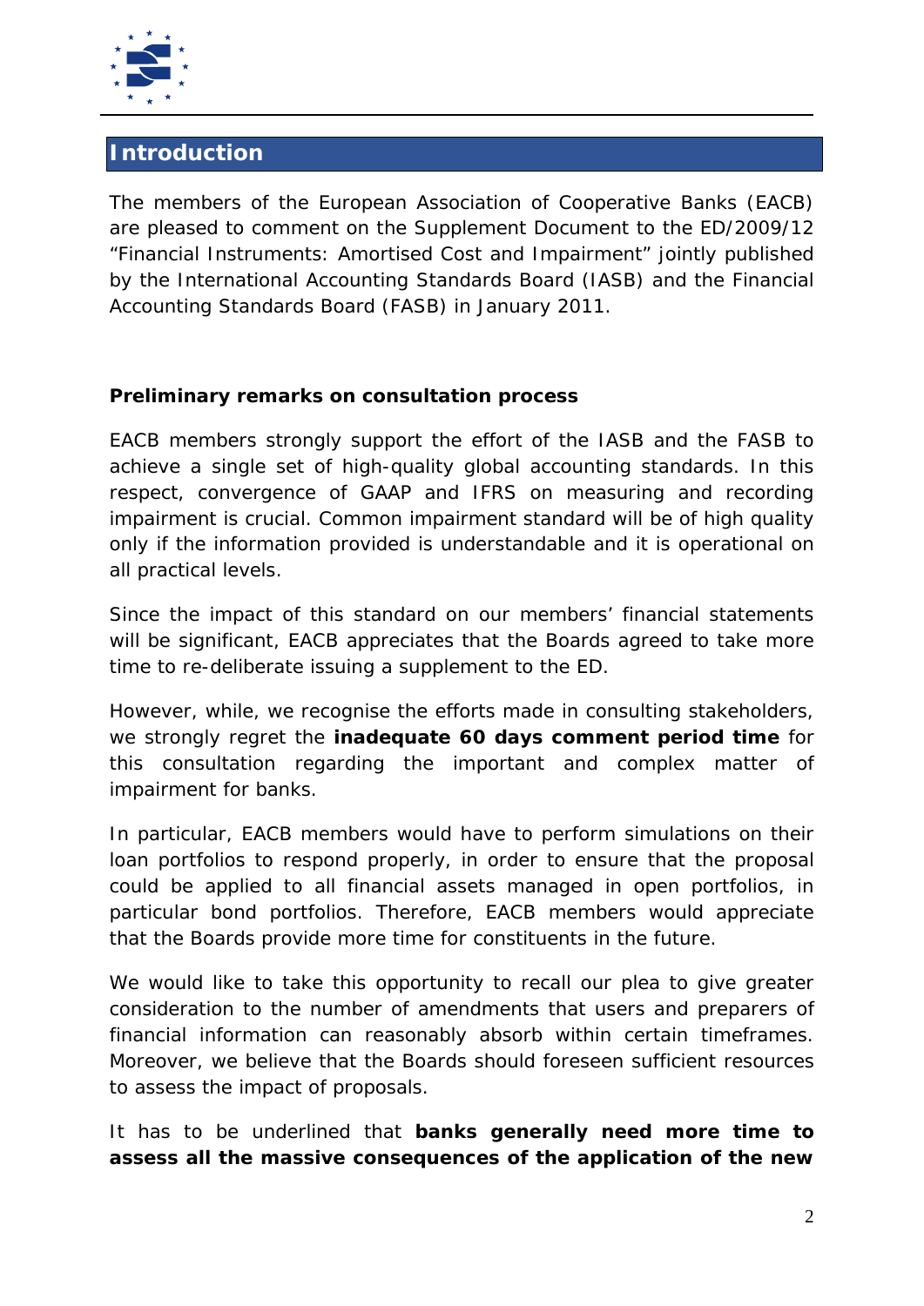## Introduction

The members of the European Association of Cooperative Banks (EACB) are pleased to comment on the Supplement Document to the ED/2009/12 “Financial Instruments: Amortised Cost and Impairment” jointly published by the International Accounting Standards Board (IASB) and the Financial Accounting Standards Board (FASB) in January 2011.

**Preliminary remarks on consultation process**

EACB members strongly support the effort of the IASB and the FASB to achieve a single set of high-quality global accounting standards. In this respect, convergence of GAAP and IFRS on measuring and recording impairment is crucial. Common impairment standard will be of high quality only if the information provided is understandable and it is operational on all practical levels.

Since the impact of this standard on our members’ financial statements will be significant, EACB appreciates that the Boards agreed to take more time to re-deliberate issuing a supplement to the ED.

However, while, we recognise the efforts made in consulting stakeholders, we strongly regret the **inadequate 60 days comment period time** for this consultation regarding the important and complex matter of impairment for banks.

In particular, EACB members would have to perform simulations on their loan portfolios to respond properly, in order to ensure that the proposal could be applied to all financial assets managed in open portfolios, in particular bond portfolios. Therefore, EACB members would appreciate that the Boards provide more time for constituents in the future.

We would like to take this opportunity to recall our plea to give greater consideration to the number of amendments that users and preparers of financial information can reasonably absorb within certain timeframes. Moreover, we believe that the Boards should foreseen sufficient resources to assess the impact of proposals.

It has to be underlined that **banks generally need more time to assess all the massive consequences of the application of the new**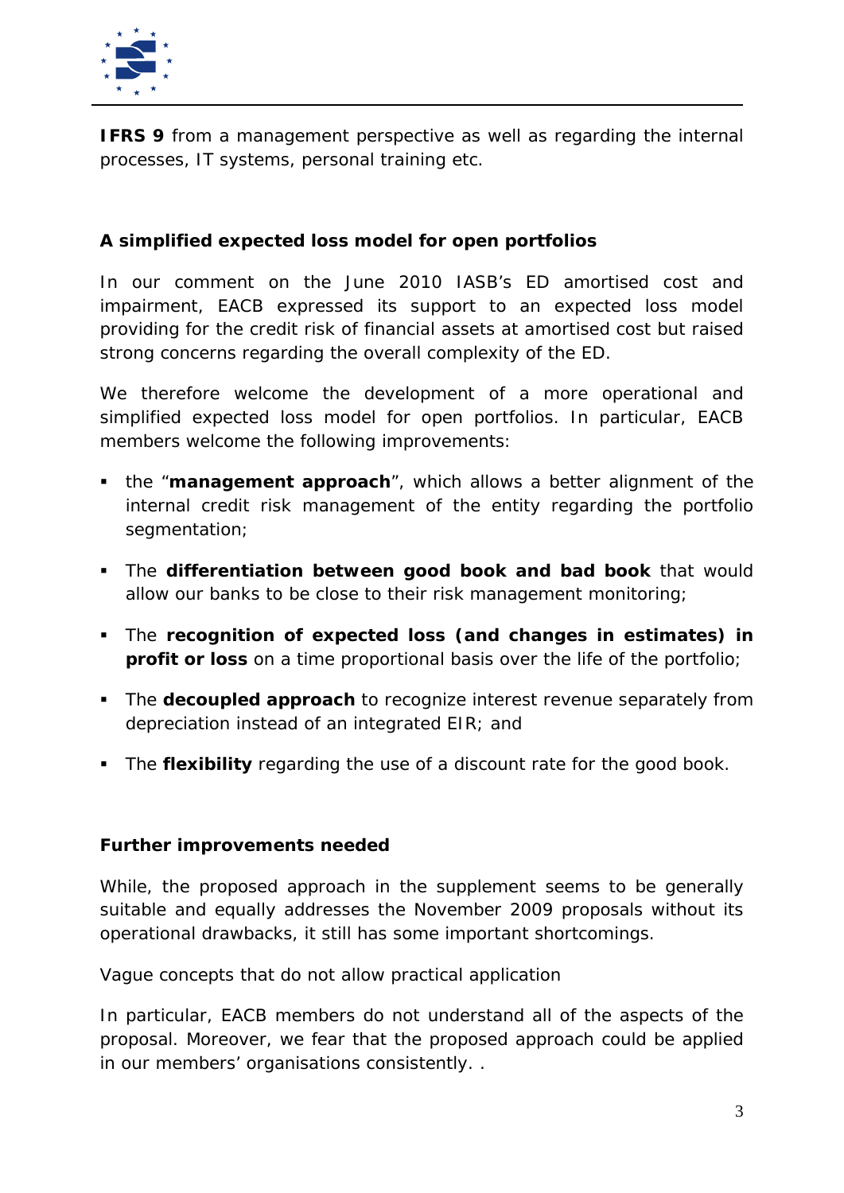**IFRS 9** from a management perspective as well as regarding the internal processes, IT systems, personal training etc.

**A simplified expected loss model for open portfolios**

In our comment on the June 2010 IASB's ED amortised cost and impairment, EACB expressed its support to an expected loss model providing for the credit risk of financial assets at amortised cost but raised strong concerns regarding the overall complexity of the ED.

We therefore welcome the development of a more operational and simplified expected loss model for open portfolios. In particular, EACB members welcome the following improvements:

- the "**management approach**", which allows a better alignment of the internal credit risk management of the entity regarding the portfolio segmentation;
- The **differentiation between good book and bad book** that would allow our banks to be close to their risk management monitoring;
- The **recognition of expected loss (and changes in estimates) in profit or loss** on a time proportional basis over the life of the portfolio;
- The **decoupled approach** to recognize interest revenue separately from depreciation instead of an integrated EIR; and
- The **flexibility** regarding the use of a discount rate for the good book.

**Further improvements needed**

While, the proposed approach in the supplement seems to be generally suitable and equally addresses the November 2009 proposals without its operational drawbacks, it still has some important shortcomings.

*Vague concepts that do not allow practical application*

In particular, EACB members do not understand all of the aspects of the proposal. Moreover, we fear that the proposed approach could be applied in our members' organisations consistently. .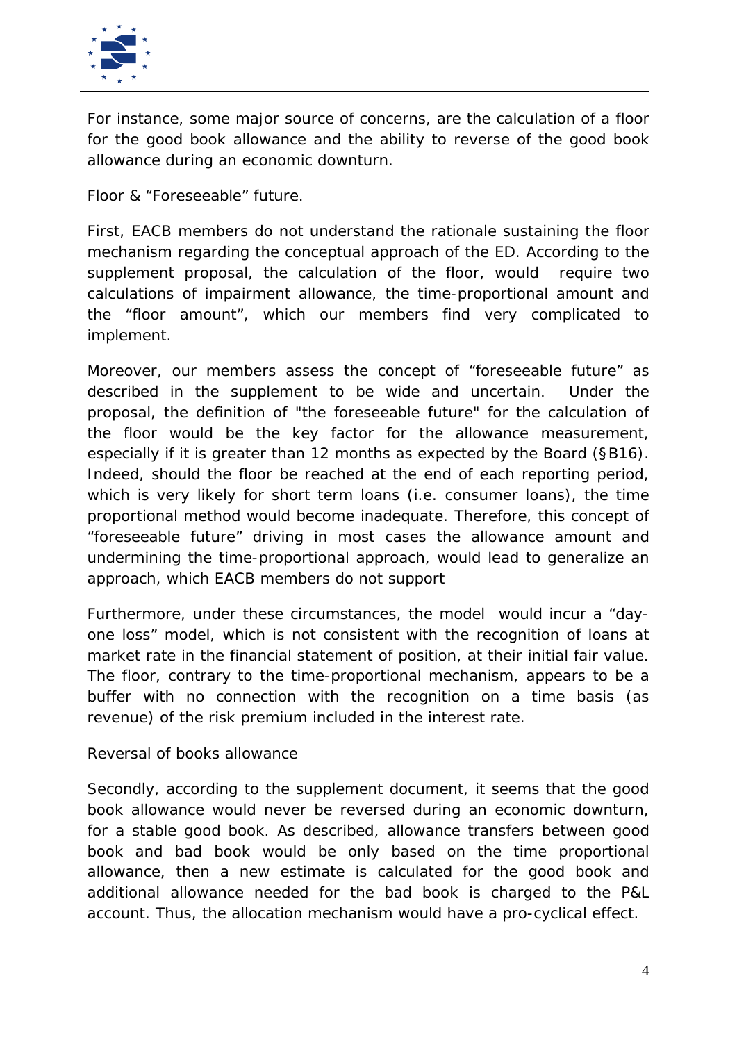For instance, some major source of concerns, are the calculation of a floor for the good book allowance and the ability to reverse of the good book allowance during an economic downturn.

Floor & “Foreseeable” future.

First, EACB members do not understand the rationale sustaining the floor mechanism regarding the conceptual approach of the ED. According to the supplement proposal, the calculation of the floor, would require two calculations of impairment allowance, the time-proportional amount and the “floor amount”, which our members find very complicated to implement.

Moreover, our members assess the concept of “foreseeable future” as described in the supplement to be wide and uncertain. Under the proposal, the definition of "the foreseeable future" for the calculation of the floor would be the key factor for the allowance measurement, especially if it is greater than 12 months as expected by the Board (§B16). Indeed, should the floor be reached at the end of each reporting period, which is very likely for short term loans (i.e. consumer loans), the time proportional method would become inadequate. Therefore, this concept of “foreseeable future” driving in most cases the allowance amount and undermining the time-proportional approach, would lead to generalize an approach, which EACB members do not support

Furthermore, under these circumstances, the model would incur a “day-one loss” model, which is not consistent with the recognition of loans at market rate in the financial statement of position, at their initial fair value. The floor, contrary to the time-proportional mechanism, appears to be a buffer with no connection with the recognition on a time basis (as revenue) of the risk premium included in the interest rate.

Reversal of books allowance

Secondly, according to the supplement document, it seems that the good book allowance would never be reversed during an economic downturn, for a stable good book. As described, allowance transfers between good book and bad book would be only based on the time proportional allowance, then a new estimate is calculated for the good book and additional allowance needed for the bad book is charged to the P&L account. Thus, the allocation mechanism would have a pro-cyclical effect.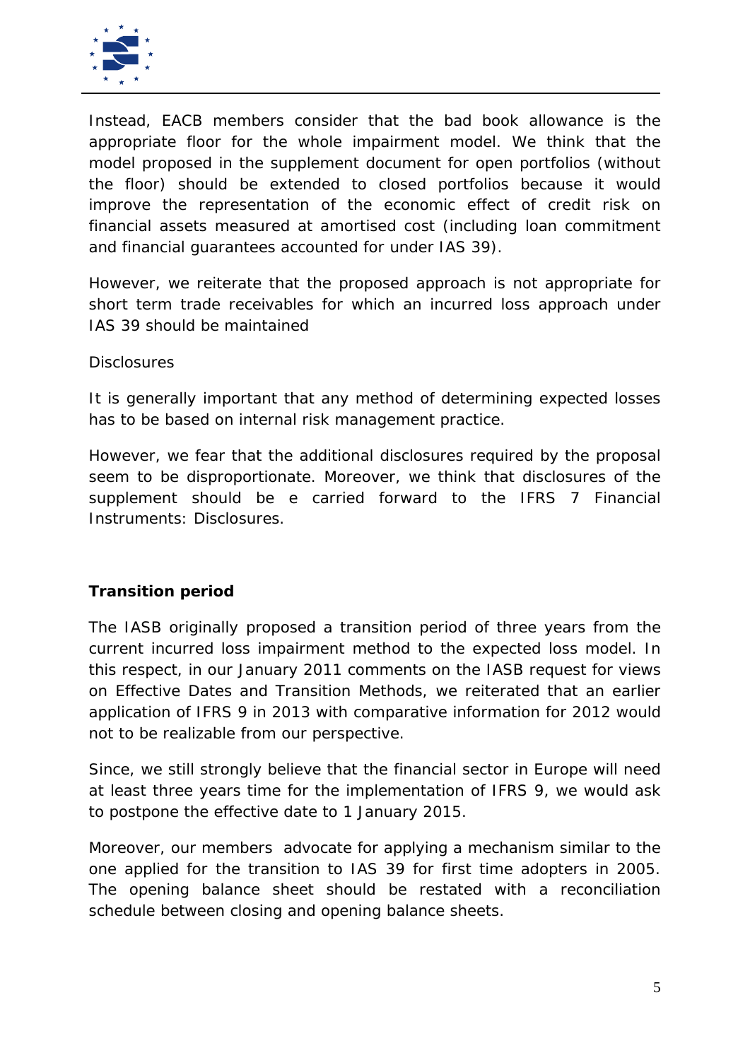Instead, EACB members consider that the bad book allowance is the appropriate floor for the whole impairment model. We think that the model proposed in the supplement document for open portfolios (without the floor) should be extended to closed portfolios because it would improve the representation of the economic effect of credit risk on financial assets measured at amortised cost (including loan commitment and financial guarantees accounted for under IAS 39).

However, we reiterate that the proposed approach is not appropriate for short term trade receivables for which an incurred loss approach under IAS 39 should be maintained

Disclosures

It is generally important that any method of determining expected losses has to be based on internal risk management practice.

However, we fear that the additional disclosures required by the proposal seem to be disproportionate. Moreover, we think that disclosures of the supplement should be e carried forward to the IFRS 7 Financial Instruments: Disclosures.

**Transition period**

The IASB originally proposed a transition period of three years from the current incurred loss impairment method to the expected loss model. In this respect, in our January 2011 comments on the IASB request for views on Effective Dates and Transition Methods, we reiterated that an earlier application of IFRS 9 in 2013 with comparative information for 2012 would not to be realizable from our perspective.

Since, we still strongly believe that the financial sector in Europe will need at least three years time for the implementation of IFRS 9, we would ask to postpone the effective date to 1 January 2015.

Moreover, our members advocate for applying a mechanism similar to the one applied for the transition to IAS 39 for first time adopters in 2005. The opening balance sheet should be restated with a reconciliation schedule between closing and opening balance sheets.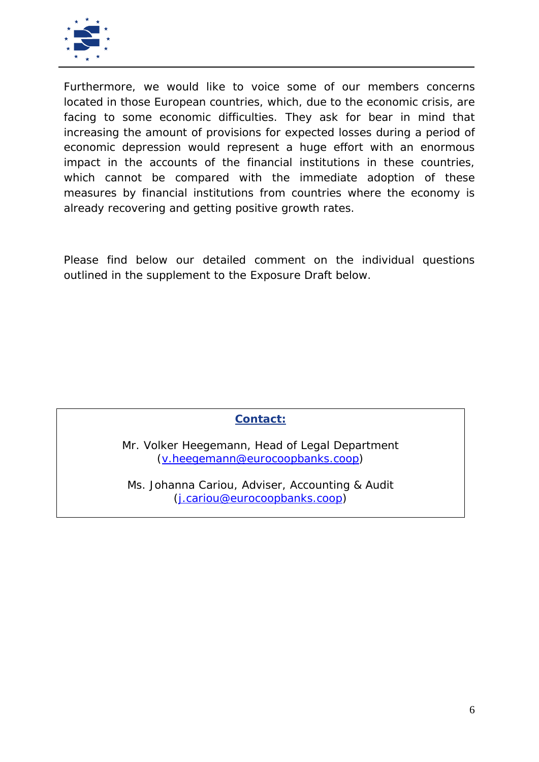Furthermore, we would like to voice some of our members concerns located in those European countries, which, due to the economic crisis, are facing to some economic difficulties. They ask for bear in mind that increasing the amount of provisions for expected losses during a period of economic depression would represent a huge effort with an enormous impact in the accounts of the financial institutions in these countries, which cannot be compared with the immediate adoption of these measures by financial institutions from countries where the economy is already recovering and getting positive growth rates.

Please find below our detailed comment on the individual questions outlined in the supplement to the Exposure Draft below.

**Contact:**

Mr. Volker Heegemann, Head of Legal Department
(v.heegemann@eurocoopbanks.coop)

Ms. Johanna Cariou, Adviser, Accounting & Audit
(j.cariou@eurocoopbanks.coop)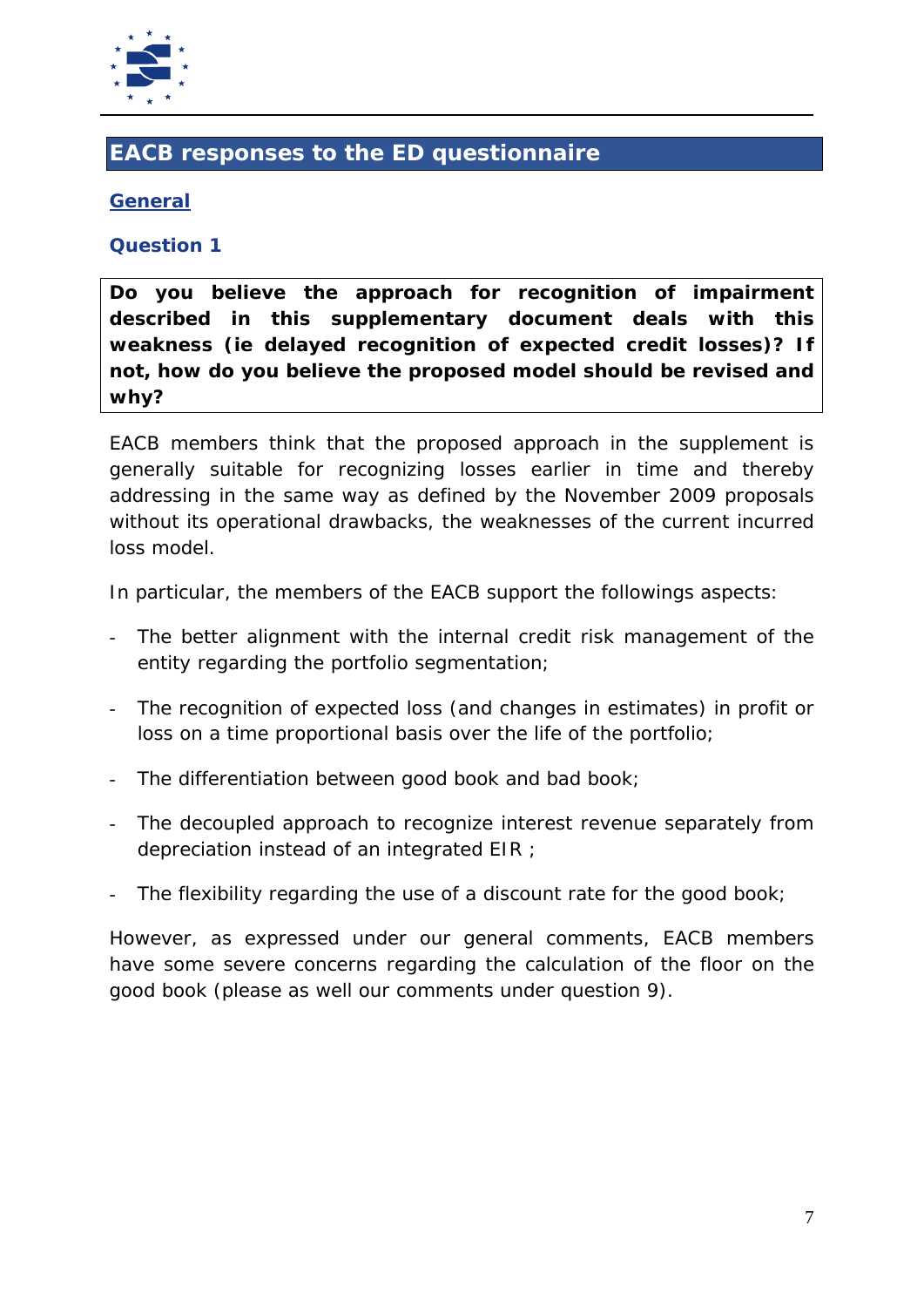## EACB responses to the ED questionnaire

### General

#### Question 1

**Do you believe the approach for recognition of impairment described in this supplementary document deals with this weakness (ie delayed recognition of expected credit losses)? If not, how do you believe the proposed model should be revised and why?**

EACB members think that the proposed approach in the supplement is generally suitable for recognizing losses earlier in time and thereby addressing in the same way as defined by the November 2009 proposals without its operational drawbacks, the weaknesses of the current incurred loss model.

In particular, the members of the EACB support the followings aspects:

- The better alignment with the internal credit risk management of the entity regarding the portfolio segmentation;
- The recognition of expected loss (and changes in estimates) in profit or loss on a time proportional basis over the life of the portfolio;
- The differentiation between good book and bad book;
- The decoupled approach to recognize interest revenue separately from depreciation instead of an integrated EIR ;
- The flexibility regarding the use of a discount rate for the good book;

However, as expressed under our general comments, EACB members have some severe concerns regarding the calculation of the floor on the good book (please as well our comments under question 9).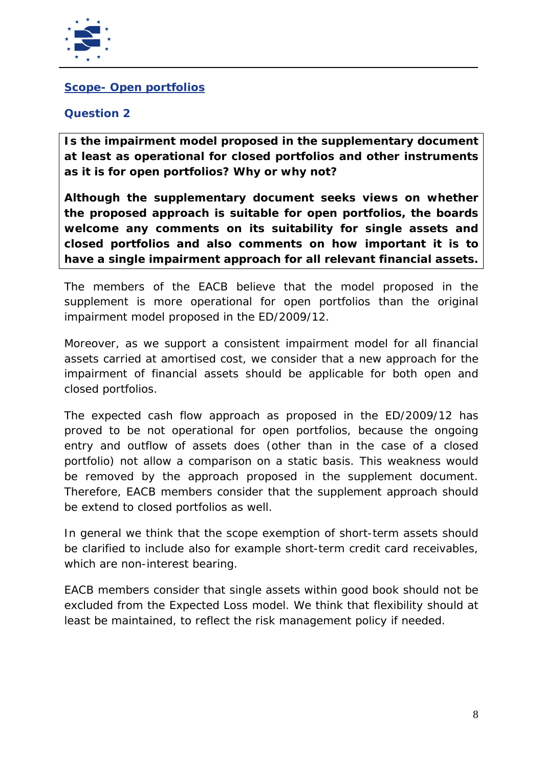## Scope- Open portfolios

### Question 2

**Is the impairment model proposed in the supplementary document at least as operational for closed portfolios and other instruments as it is for open portfolios? Why or why not?**

**Although the supplementary document seeks views on whether the proposed approach is suitable for open portfolios, the boards welcome any comments on its suitability for single assets and closed portfolios and also comments on how important it is to have a single impairment approach for all relevant financial assets.**

The members of the EACB believe that the model proposed in the supplement is more operational for open portfolios than the original impairment model proposed in the ED/2009/12.

Moreover, as we support a consistent impairment model for all financial assets carried at amortised cost, we consider that a new approach for the impairment of financial assets should be applicable for both open and closed portfolios.

The expected cash flow approach as proposed in the ED/2009/12 has proved to be not operational for open portfolios, because the ongoing entry and outflow of assets does (other than in the case of a closed portfolio) not allow a comparison on a static basis. This weakness would be removed by the approach proposed in the supplement document. Therefore, EACB members consider that the supplement approach should be extend to closed portfolios as well.

In general we think that the scope exemption of short-term assets should be clarified to include also for example short-term credit card receivables, which are non-interest bearing.

EACB members consider that single assets within good book should not be excluded from the Expected Loss model. We think that flexibility should at least be maintained, to reflect the risk management policy if needed.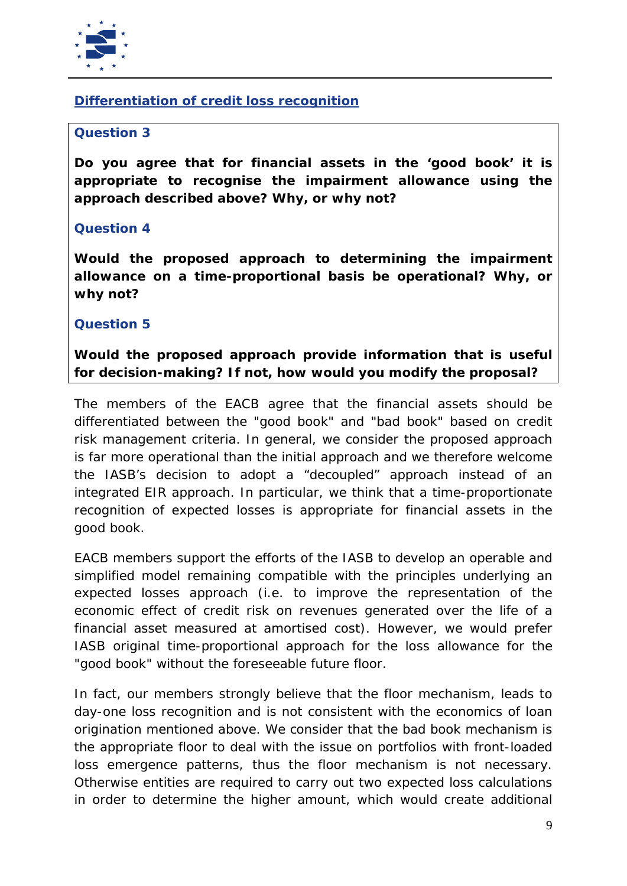## Differentiation of credit loss recognition

### Question 3

**Do you agree that for financial assets in the 'good book' it is appropriate to recognise the impairment allowance using the approach described above? Why, or why not?**

### Question 4

**Would the proposed approach to determining the impairment allowance on a time-proportional basis be operational? Why, or why not?**

### Question 5

**Would the proposed approach provide information that is useful for decision-making? If not, how would you modify the proposal?**

The members of the EACB agree that the financial assets should be differentiated between the "good book" and "bad book" based on credit risk management criteria. In general, we consider the proposed approach is far more operational than the initial approach and we therefore welcome the IASB's decision to adopt a "decoupled" approach instead of an integrated EIR approach. In particular, we think that a time-proportionate recognition of expected losses is appropriate for financial assets in the good book.

EACB members support the efforts of the IASB to develop an operable and simplified model remaining compatible with the principles underlying an expected losses approach (i.e. to improve the representation of the economic effect of credit risk on revenues generated over the life of a financial asset measured at amortised cost). However, we would prefer IASB original time-proportional approach for the loss allowance for the "good book" without the foreseeable future floor.

In fact, our members strongly believe that the floor mechanism, leads to day-one loss recognition and is not consistent with the economics of loan origination mentioned above. We consider that the bad book mechanism is the appropriate floor to deal with the issue on portfolios with front-loaded loss emergence patterns, thus the floor mechanism is not necessary. Otherwise entities are required to carry out two expected loss calculations in order to determine the higher amount, which would create additional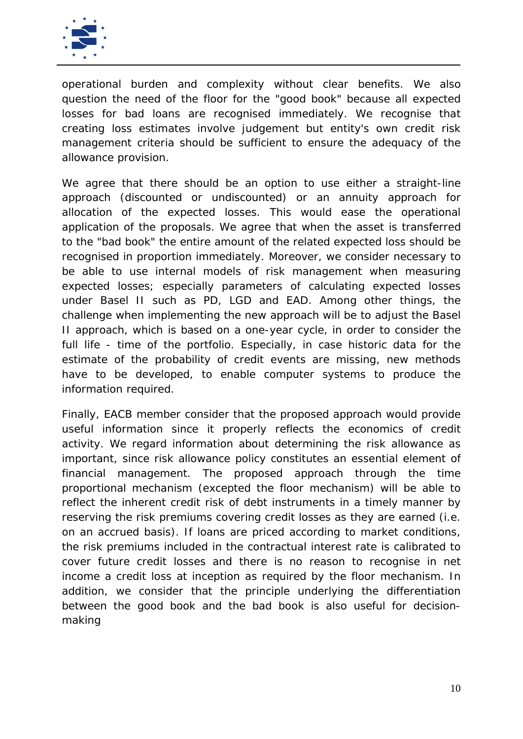operational burden and complexity without clear benefits. We also question the need of the floor for the "good book" because all expected losses for bad loans are recognised immediately. We recognise that creating loss estimates involve judgement but entity's own credit risk management criteria should be sufficient to ensure the adequacy of the allowance provision.

We agree that there should be an option to use either a straight-line approach (discounted or undiscounted) or an annuity approach for allocation of the expected losses. This would ease the operational application of the proposals. We agree that when the asset is transferred to the "bad book" the entire amount of the related expected loss should be recognised in proportion immediately. Moreover, we consider necessary to be able to use internal models of risk management when measuring expected losses; especially parameters of calculating expected losses under Basel II such as PD, LGD and EAD. Among other things, the challenge when implementing the new approach will be to adjust the Basel II approach, which is based on a one-year cycle, in order to consider the full life - time of the portfolio. Especially, in case historic data for the estimate of the probability of credit events are missing, new methods have to be developed, to enable computer systems to produce the information required.

Finally, EACB member consider that the proposed approach would provide useful information since it properly reflects the economics of credit activity. We regard information about determining the risk allowance as important, since risk allowance policy constitutes an essential element of financial management. The proposed approach through the time proportional mechanism (excepted the floor mechanism) will be able to reflect the inherent credit risk of debt instruments in a timely manner by reserving the risk premiums covering credit losses as they are earned (i.e. on an accrued basis). If loans are priced according to market conditions, the risk premiums included in the contractual interest rate is calibrated to cover future credit losses and there is no reason to recognise in net income a credit loss at inception as required by the floor mechanism. In addition, we consider that the principle underlying the differentiation between the good book and the bad book is also useful for decision-making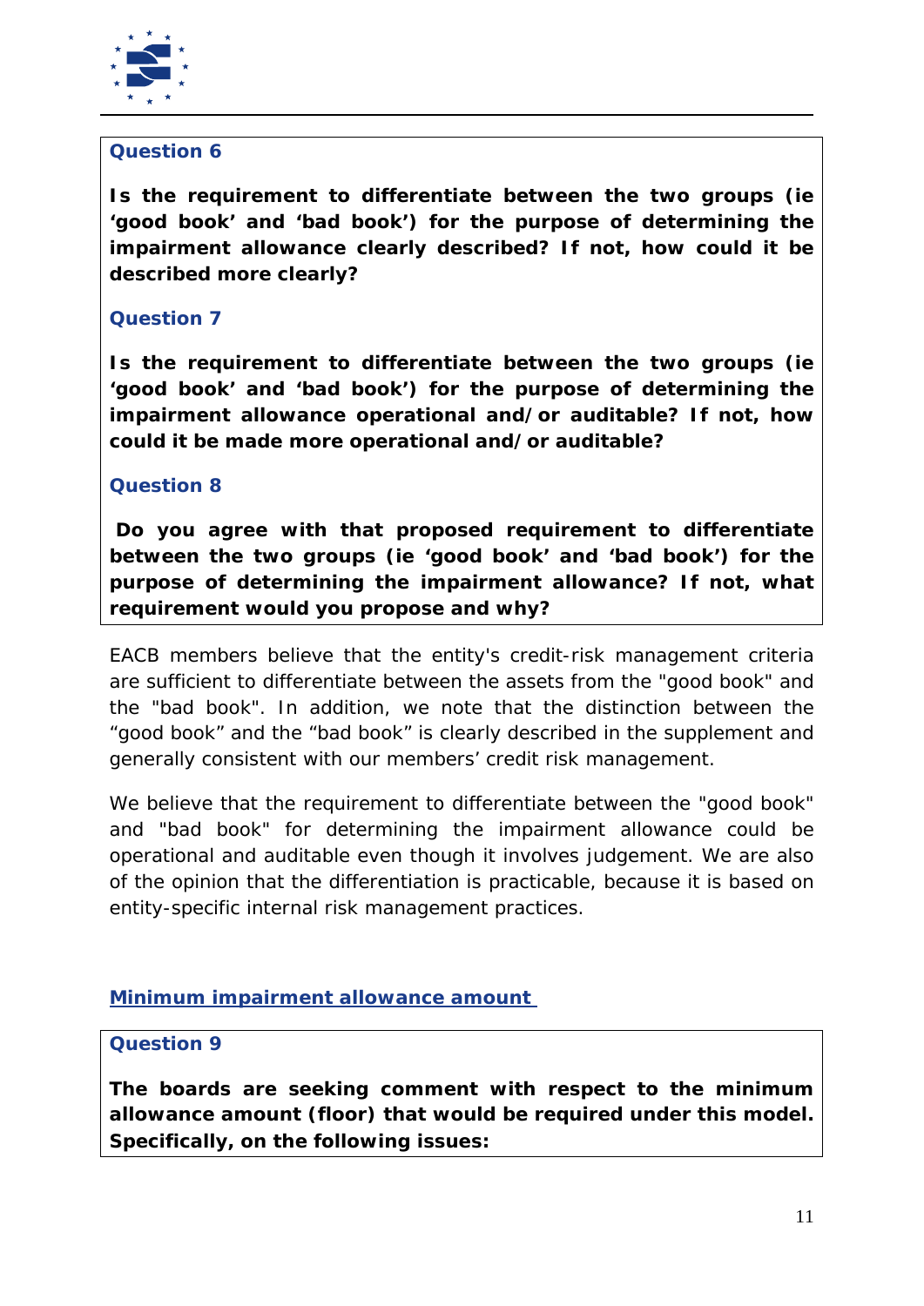**Question 6**

**Is the requirement to differentiate between the two groups (ie 'good book' and 'bad book') for the purpose of determining the impairment allowance clearly described? If not, how could it be described more clearly?**

**Question 7**

**Is the requirement to differentiate between the two groups (ie 'good book' and 'bad book') for the purpose of determining the impairment allowance operational and/or auditable? If not, how could it be made more operational and/or auditable?**

**Question 8**

**Do you agree with that proposed requirement to differentiate between the two groups (ie 'good book' and 'bad book') for the purpose of determining the impairment allowance? If not, what requirement would you propose and why?**

EACB members believe that the entity's credit-risk management criteria are sufficient to differentiate between the assets from the "good book" and the "bad book". In addition, we note that the distinction between the "good book" and the "bad book" is clearly described in the supplement and generally consistent with our members' credit risk management.

We believe that the requirement to differentiate between the "good book" and "bad book" for determining the impairment allowance could be operational and auditable even though it involves judgement. We are also of the opinion that the differentiation is practicable, because it is based on entity-specific internal risk management practices.

## Minimum impairment allowance amount

**Question 9**

**The boards are seeking comment with respect to the minimum allowance amount (floor) that would be required under this model. Specifically, on the following issues:**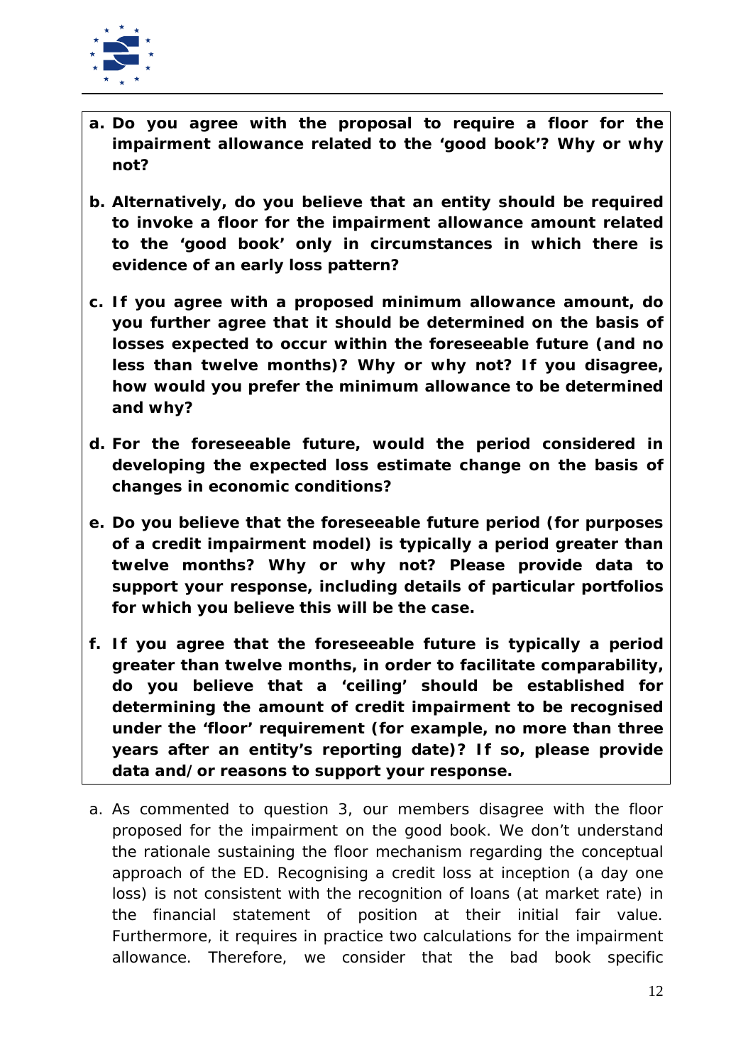**a. Do you agree with the proposal to require a floor for the impairment allowance related to the 'good book'? Why or why not?**

**b. Alternatively, do you believe that an entity should be required to invoke a floor for the impairment allowance amount related to the 'good book' only in circumstances in which there is evidence of an early loss pattern?**

**c. If you agree with a proposed minimum allowance amount, do you further agree that it should be determined on the basis of losses expected to occur within the foreseeable future (and no less than twelve months)? Why or why not? If you disagree, how would you prefer the minimum allowance to be determined and why?**

**d. For the foreseeable future, would the period considered in developing the expected loss estimate change on the basis of changes in economic conditions?**

**e. Do you believe that the foreseeable future period (for purposes of a credit impairment model) is typically a period greater than twelve months? Why or why not? Please provide data to support your response, including details of particular portfolios for which you believe this will be the case.**

**f. If you agree that the foreseeable future is typically a period greater than twelve months, in order to facilitate comparability, do you believe that a 'ceiling' should be established for determining the amount of credit impairment to be recognised under the 'floor' requirement (for example, no more than three years after an entity's reporting date)? If so, please provide data and/or reasons to support your response.**

a. As commented to question 3, our members disagree with the floor proposed for the impairment on the good book. We don't understand the rationale sustaining the floor mechanism regarding the conceptual approach of the ED. Recognising a credit loss at inception (a day one loss) is not consistent with the recognition of loans (at market rate) in the financial statement of position at their initial fair value. Furthermore, it requires in practice two calculations for the impairment allowance. Therefore, we consider that the bad book specific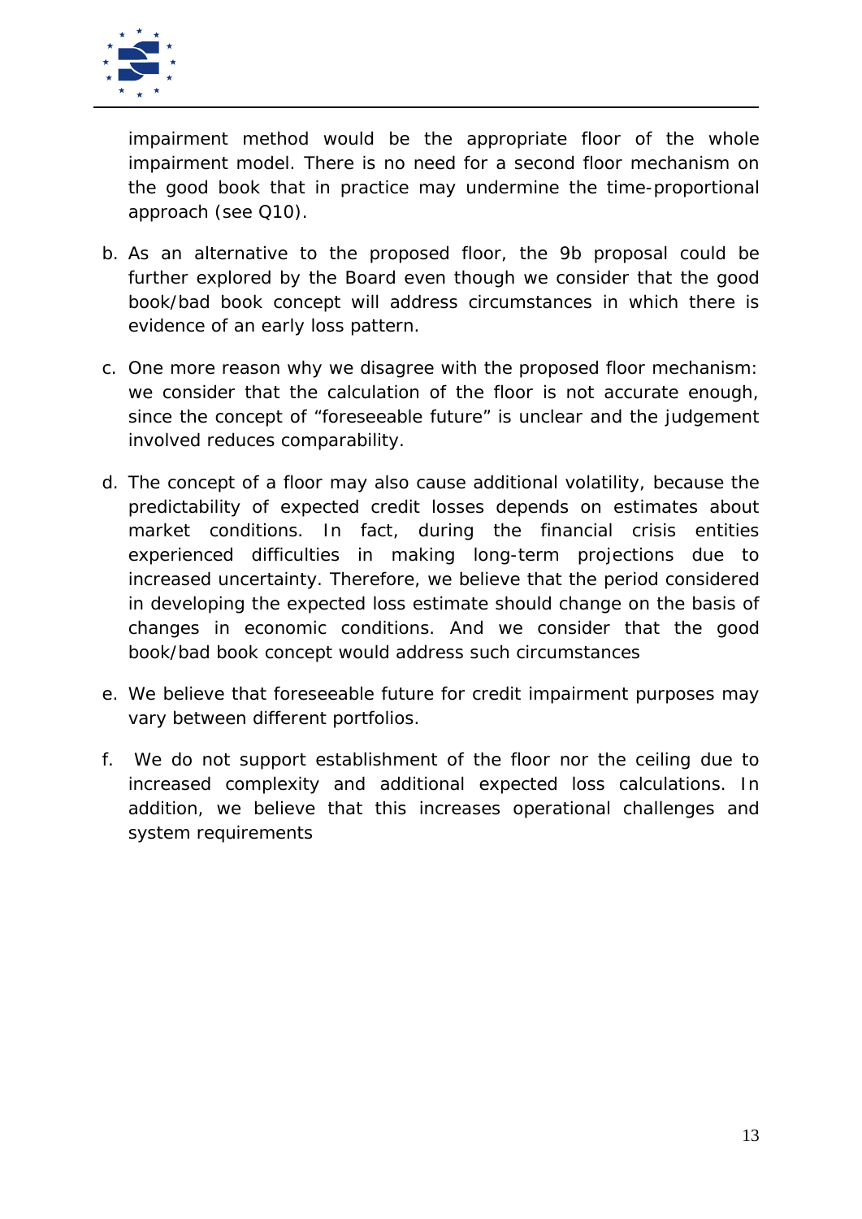impairment method would be the appropriate floor of the whole impairment model. There is no need for a second floor mechanism on the good book that in practice may undermine the time-proportional approach (see Q10).

b. As an alternative to the proposed floor, the 9b proposal could be further explored by the Board even though we consider that the good book/bad book concept will address circumstances in which there is evidence of an early loss pattern.

c. One more reason why we disagree with the proposed floor mechanism: we consider that the calculation of the floor is not accurate enough, since the concept of "foreseeable future" is unclear and the judgement involved reduces comparability.

d. The concept of a floor may also cause additional volatility, because the predictability of expected credit losses depends on estimates about market conditions. In fact, during the financial crisis entities experienced difficulties in making long-term projections due to increased uncertainty. Therefore, we believe that the period considered in developing the expected loss estimate should change on the basis of changes in economic conditions. And we consider that the good book/bad book concept would address such circumstances

e. We believe that foreseeable future for credit impairment purposes may vary between different portfolios.

f. We do not support establishment of the floor nor the ceiling due to increased complexity and additional expected loss calculations. In addition, we believe that this increases operational challenges and system requirements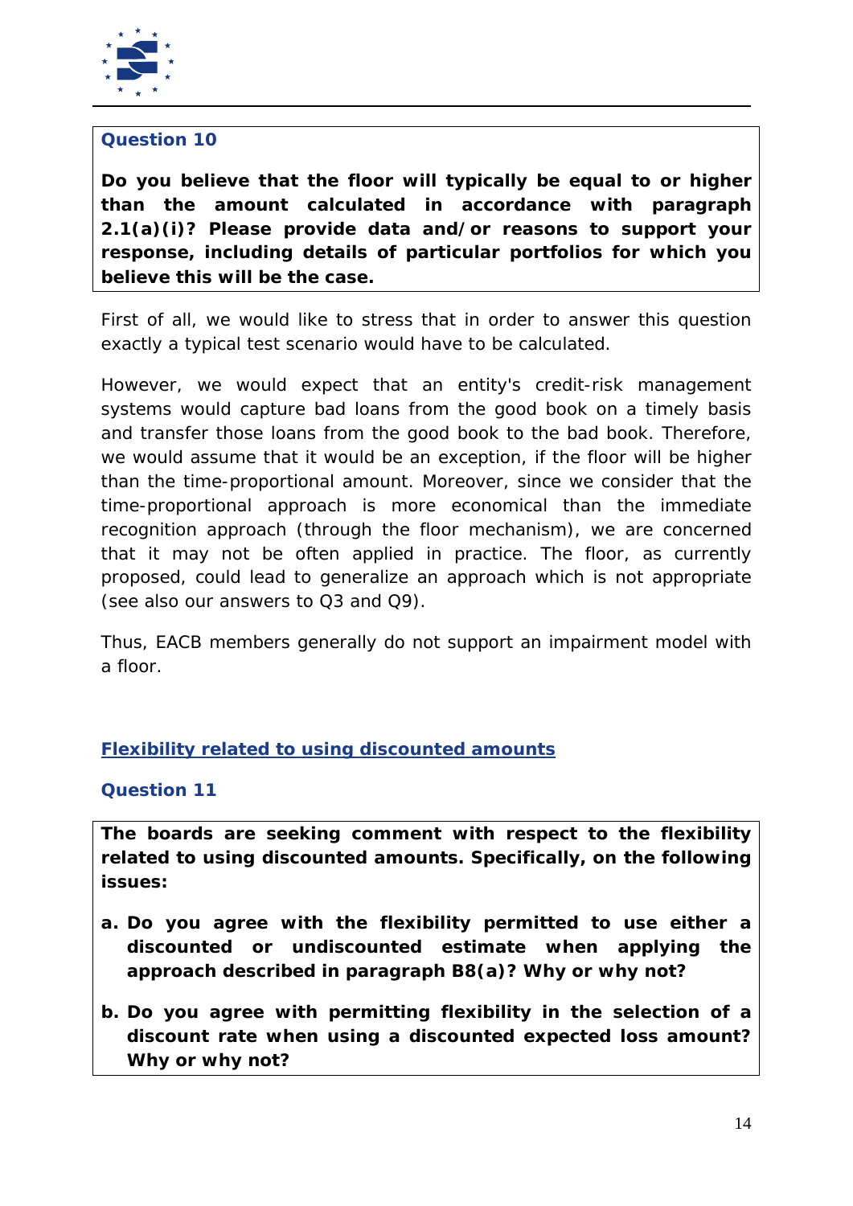### Question 10

**Do you believe that the floor will typically be equal to or higher than the amount calculated in accordance with paragraph 2.1(a)(i)? Please provide data and/or reasons to support your response, including details of particular portfolios for which you believe this will be the case.**

First of all, we would like to stress that in order to answer this question exactly a typical test scenario would have to be calculated.

However, we would expect that an entity's credit-risk management systems would capture bad loans from the good book on a timely basis and transfer those loans from the good book to the bad book. Therefore, we would assume that it would be an exception, if the floor will be higher than the time-proportional amount. Moreover, since we consider that the time-proportional approach is more economical than the immediate recognition approach (through the floor mechanism), we are concerned that it may not be often applied in practice. The floor, as currently proposed, could lead to generalize an approach which is not appropriate (see also our answers to Q3 and Q9).

Thus, EACB members generally do not support an impairment model with a floor.

## Flexibility related to using discounted amounts

### Question 11

**The boards are seeking comment with respect to the flexibility related to using discounted amounts. Specifically, on the following issues:**

**a. Do you agree with the flexibility permitted to use either a discounted or undiscounted estimate when applying the approach described in paragraph B8(a)? Why or why not?**

**b. Do you agree with permitting flexibility in the selection of a discount rate when using a discounted expected loss amount? Why or why not?**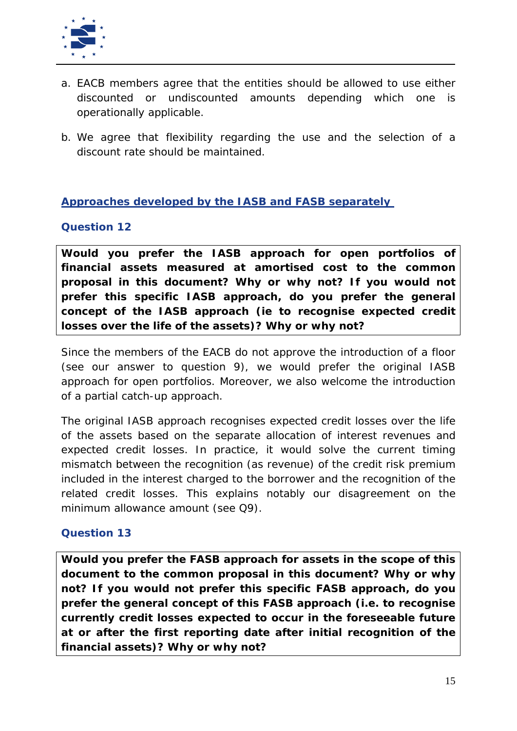a. EACB members agree that the entities should be allowed to use either discounted or undiscounted amounts depending which one is operationally applicable.

b. We agree that flexibility regarding the use and the selection of a discount rate should be maintained.

## Approaches developed by the IASB and FASB separately

### Question 12

**Would you prefer the IASB approach for open portfolios of financial assets measured at amortised cost to the common proposal in this document? Why or why not? If you would not prefer this specific IASB approach, do you prefer the general concept of the IASB approach (ie to recognise expected credit losses over the life of the assets)? Why or why not?**

Since the members of the EACB do not approve the introduction of a floor (see our answer to question 9), we would prefer the original IASB approach for open portfolios. Moreover, we also welcome the introduction of a partial catch-up approach.

The original IASB approach recognises expected credit losses over the life of the assets based on the separate allocation of interest revenues and expected credit losses. In practice, it would solve the current timing mismatch between the recognition (as revenue) of the credit risk premium included in the interest charged to the borrower and the recognition of the related credit losses. This explains notably our disagreement on the minimum allowance amount (see Q9).

### Question 13

**Would you prefer the FASB approach for assets in the scope of this document to the common proposal in this document? Why or why not? If you would not prefer this specific FASB approach, do you prefer the general concept of this FASB approach (i.e. to recognise currently credit losses expected to occur in the foreseeable future at or after the first reporting date after initial recognition of the financial assets)? Why or why not?**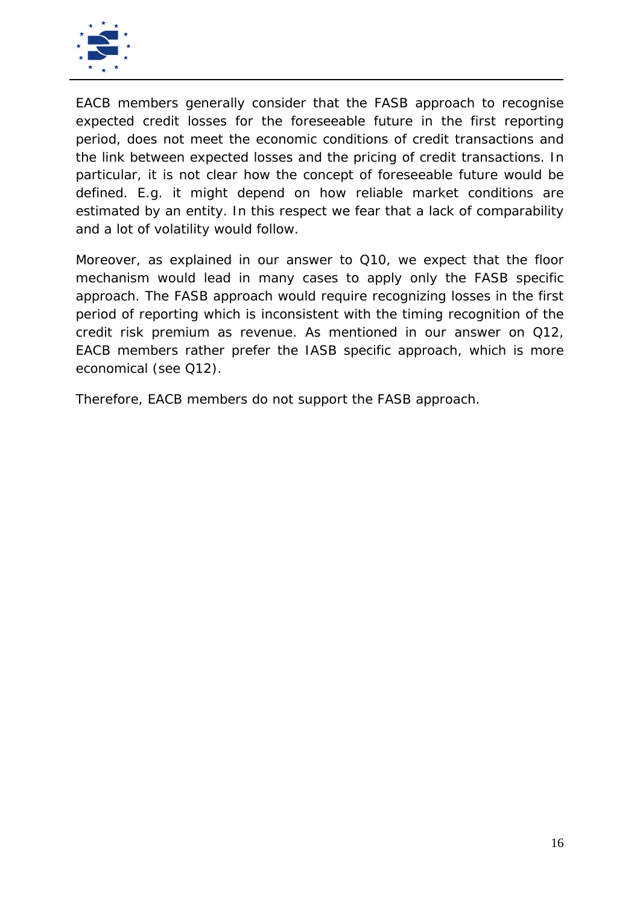EACB members generally consider that the FASB approach to recognise expected credit losses for the foreseeable future in the first reporting period, does not meet the economic conditions of credit transactions and the link between expected losses and the pricing of credit transactions. In particular, it is not clear how the concept of foreseeable future would be defined. E.g. it might depend on how reliable market conditions are estimated by an entity. In this respect we fear that a lack of comparability and a lot of volatility would follow.

Moreover, as explained in our answer to Q10, we expect that the floor mechanism would lead in many cases to apply only the FASB specific approach. The FASB approach would require recognizing losses in the first period of reporting which is inconsistent with the timing recognition of the credit risk premium as revenue. As mentioned in our answer on Q12, EACB members rather prefer the IASB specific approach, which is more economical (see Q12).

Therefore, EACB members do not support the FASB approach.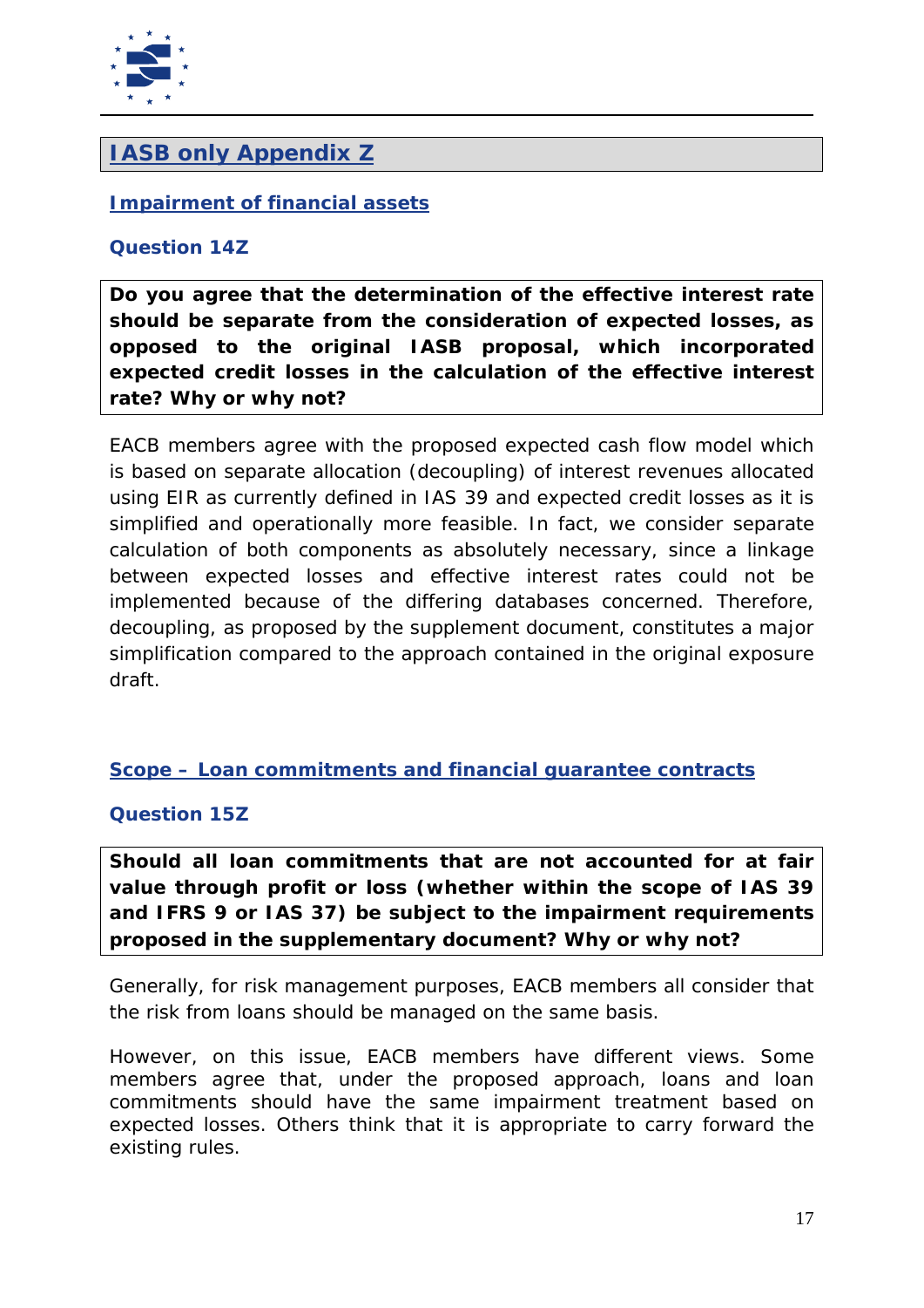## IASB only Appendix Z

### Impairment of financial assets

### Question 14Z

**Do you agree that the determination of the effective interest rate should be separate from the consideration of expected losses, as opposed to the original IASB proposal, which incorporated expected credit losses in the calculation of the effective interest rate? Why or why not?**

EACB members agree with the proposed expected cash flow model which is based on separate allocation (decoupling) of interest revenues allocated using EIR as currently defined in IAS 39 and expected credit losses as it is simplified and operationally more feasible. In fact, we consider separate calculation of both components as absolutely necessary, since a linkage between expected losses and effective interest rates could not be implemented because of the differing databases concerned. Therefore, decoupling, as proposed by the supplement document, constitutes a major simplification compared to the approach contained in the original exposure draft.

### Scope – Loan commitments and financial guarantee contracts

### Question 15Z

**Should all loan commitments that are not accounted for at fair value through profit or loss (whether within the scope of IAS 39 and IFRS 9 or IAS 37) be subject to the impairment requirements proposed in the supplementary document? Why or why not?**

Generally, for risk management purposes, EACB members all consider that the risk from loans should be managed on the same basis.

However, on this issue, EACB members have different views. Some members agree that, under the proposed approach, loans and loan commitments should have the same impairment treatment based on expected losses. Others think that it is appropriate to carry forward the existing rules.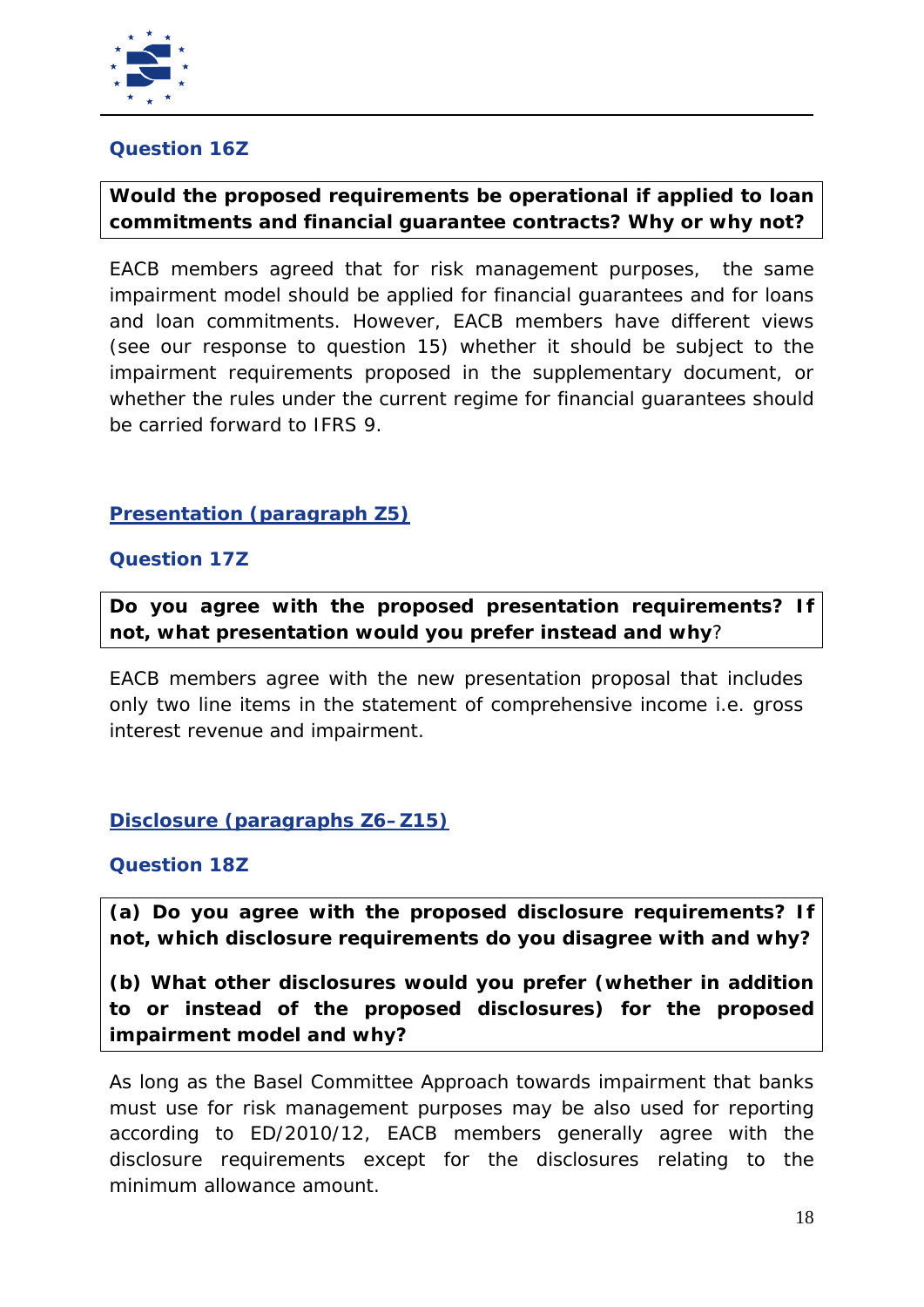### Question 16Z

**Would the proposed requirements be operational if applied to loan commitments and financial guarantee contracts? Why or why not?**

EACB members agreed that for risk management purposes, the same impairment model should be applied for financial guarantees and for loans and loan commitments. However, EACB members have different views (see our response to question 15) whether it should be subject to the impairment requirements proposed in the supplementary document, or whether the rules under the current regime for financial guarantees should be carried forward to IFRS 9.

## Presentation (paragraph Z5)

### Question 17Z

**Do you agree with the proposed presentation requirements? If not, what presentation would you prefer instead and why?**

EACB members agree with the new presentation proposal that includes only two line items in the statement of comprehensive income i.e. gross interest revenue and impairment.

## Disclosure (paragraphs Z6–Z15)

### Question 18Z

**(a) Do you agree with the proposed disclosure requirements? If not, which disclosure requirements do you disagree with and why?**

**(b) What other disclosures would you prefer (whether in addition to or instead of the proposed disclosures) for the proposed impairment model and why?**

As long as the Basel Committee Approach towards impairment that banks must use for risk management purposes may be also used for reporting according to ED/2010/12, EACB members generally agree with the disclosure requirements except for the disclosures relating to the minimum allowance amount.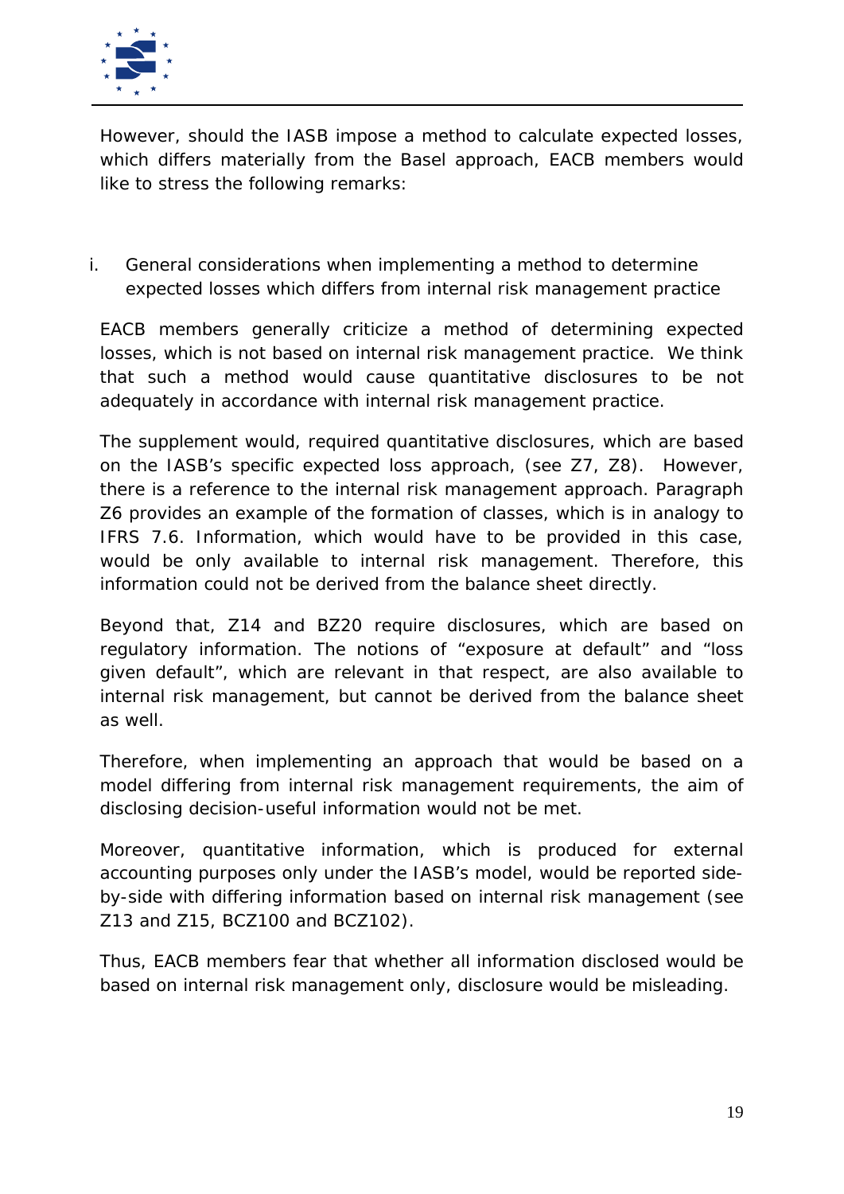However, should the IASB impose a method to calculate expected losses, which differs materially from the Basel approach, EACB members would like to stress the following remarks:

i. General considerations when implementing a method to determine expected losses which differs from internal risk management practice

EACB members generally criticize a method of determining expected losses, which is not based on internal risk management practice. We think that such a method would cause quantitative disclosures to be not adequately in accordance with internal risk management practice.

The supplement would, required quantitative disclosures, which are based on the IASB's specific expected loss approach, (see Z7, Z8). However, there is a reference to the internal risk management approach. Paragraph Z6 provides an example of the formation of classes, which is in analogy to IFRS 7.6. Information, which would have to be provided in this case, would be only available to internal risk management. Therefore, this information could not be derived from the balance sheet directly.

Beyond that, Z14 and BZ20 require disclosures, which are based on regulatory information. The notions of "exposure at default" and "loss given default", which are relevant in that respect, are also available to internal risk management, but cannot be derived from the balance sheet as well.

Therefore, when implementing an approach that would be based on a model differing from internal risk management requirements, the aim of disclosing decision-useful information would not be met.

Moreover, quantitative information, which is produced for external accounting purposes only under the IASB's model, would be reported side-by-side with differing information based on internal risk management (see Z13 and Z15, BCZ100 and BCZ102).

Thus, EACB members fear that whether all information disclosed would be based on internal risk management only, disclosure would be misleading.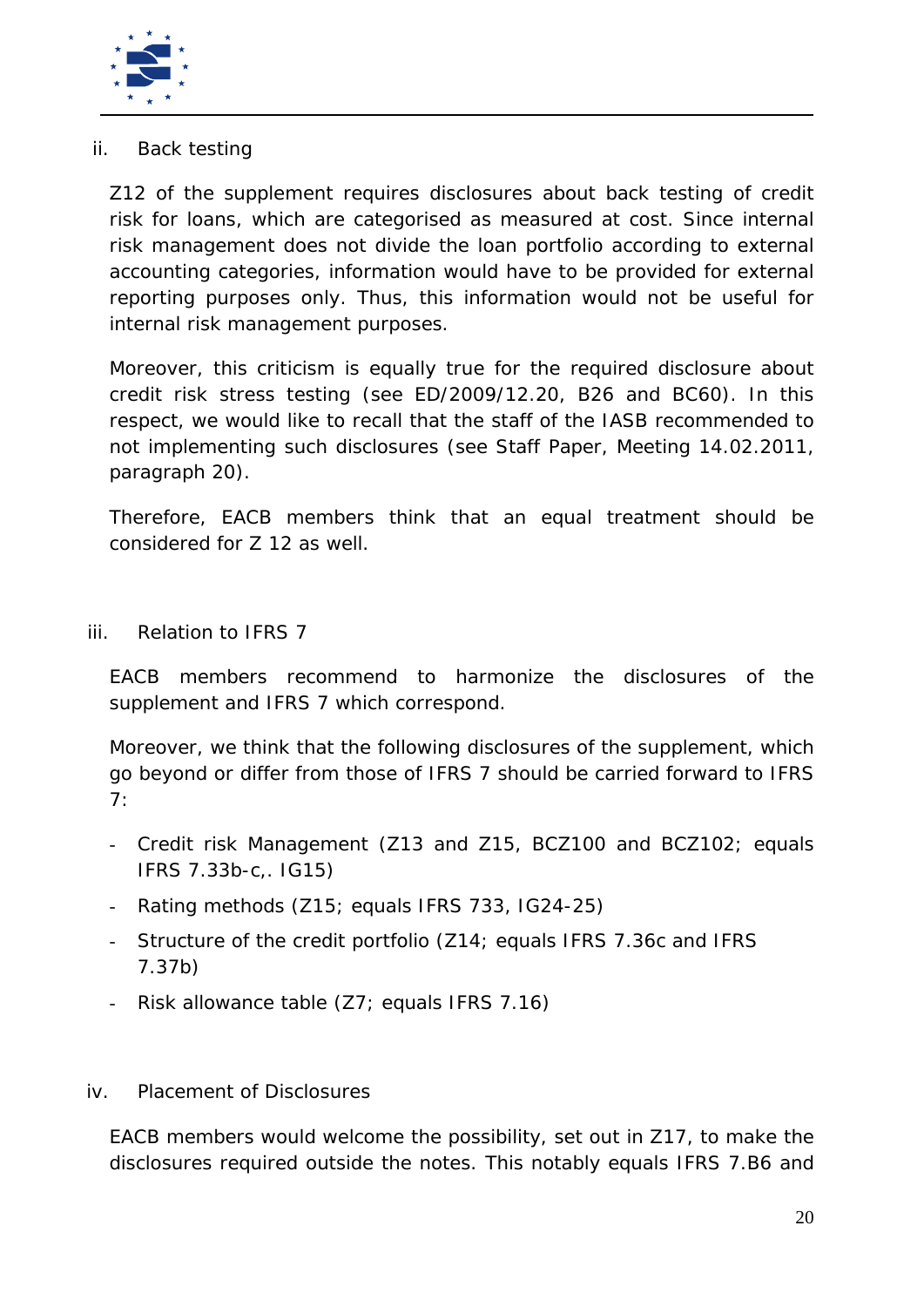ii. Back testing

Z12 of the supplement requires disclosures about back testing of credit risk for loans, which are categorised as measured at cost. Since internal risk management does not divide the loan portfolio according to external accounting categories, information would have to be provided for external reporting purposes only. Thus, this information would not be useful for internal risk management purposes.

Moreover, this criticism is equally true for the required disclosure about credit risk stress testing (see ED/2009/12.20, B26 and BC60). In this respect, we would like to recall that the staff of the IASB recommended to not implementing such disclosures (see Staff Paper, Meeting 14.02.2011, paragraph 20).

Therefore, EACB members think that an equal treatment should be considered for Z 12 as well.

iii. Relation to IFRS 7

EACB members recommend to harmonize the disclosures of the supplement and IFRS 7 which correspond.

Moreover, we think that the following disclosures of the supplement, which go beyond or differ from those of IFRS 7 should be carried forward to IFRS 7:

- Credit risk Management (Z13 and Z15, BCZ100 and BCZ102; equals IFRS 7.33b-c,. IG15)
- Rating methods (Z15; equals IFRS 733, IG24-25)
- Structure of the credit portfolio (Z14; equals IFRS 7.36c and IFRS 7.37b)
- Risk allowance table (Z7; equals IFRS 7.16)

iv. Placement of Disclosures

EACB members would welcome the possibility, set out in Z17, to make the disclosures required outside the notes. This notably equals IFRS 7.B6 and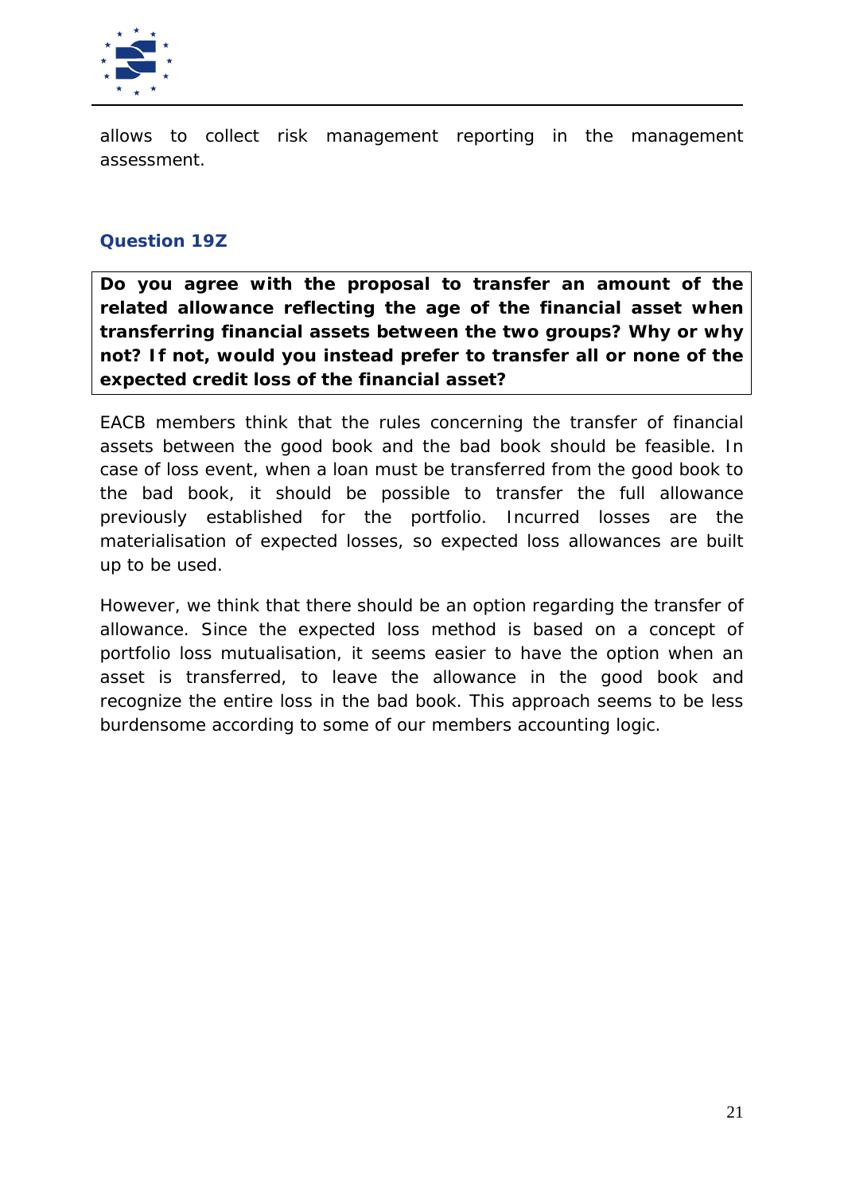allows to collect risk management reporting in the management assessment.

### Question 19Z

**Do you agree with the proposal to transfer an amount of the related allowance reflecting the age of the financial asset when transferring financial assets between the two groups? Why or why not? If not, would you instead prefer to transfer all or none of the expected credit loss of the financial asset?**

EACB members think that the rules concerning the transfer of financial assets between the good book and the bad book should be feasible. In case of loss event, when a loan must be transferred from the good book to the bad book, it should be possible to transfer the full allowance previously established for the portfolio. Incurred losses are the materialisation of expected losses, so expected loss allowances are built up to be used.

However, we think that there should be an option regarding the transfer of allowance. Since the expected loss method is based on a concept of portfolio loss mutualisation, it seems easier to have the option when an asset is transferred, to leave the allowance in the good book and recognize the entire loss in the bad book. This approach seems to be less burdensome according to some of our members accounting logic.